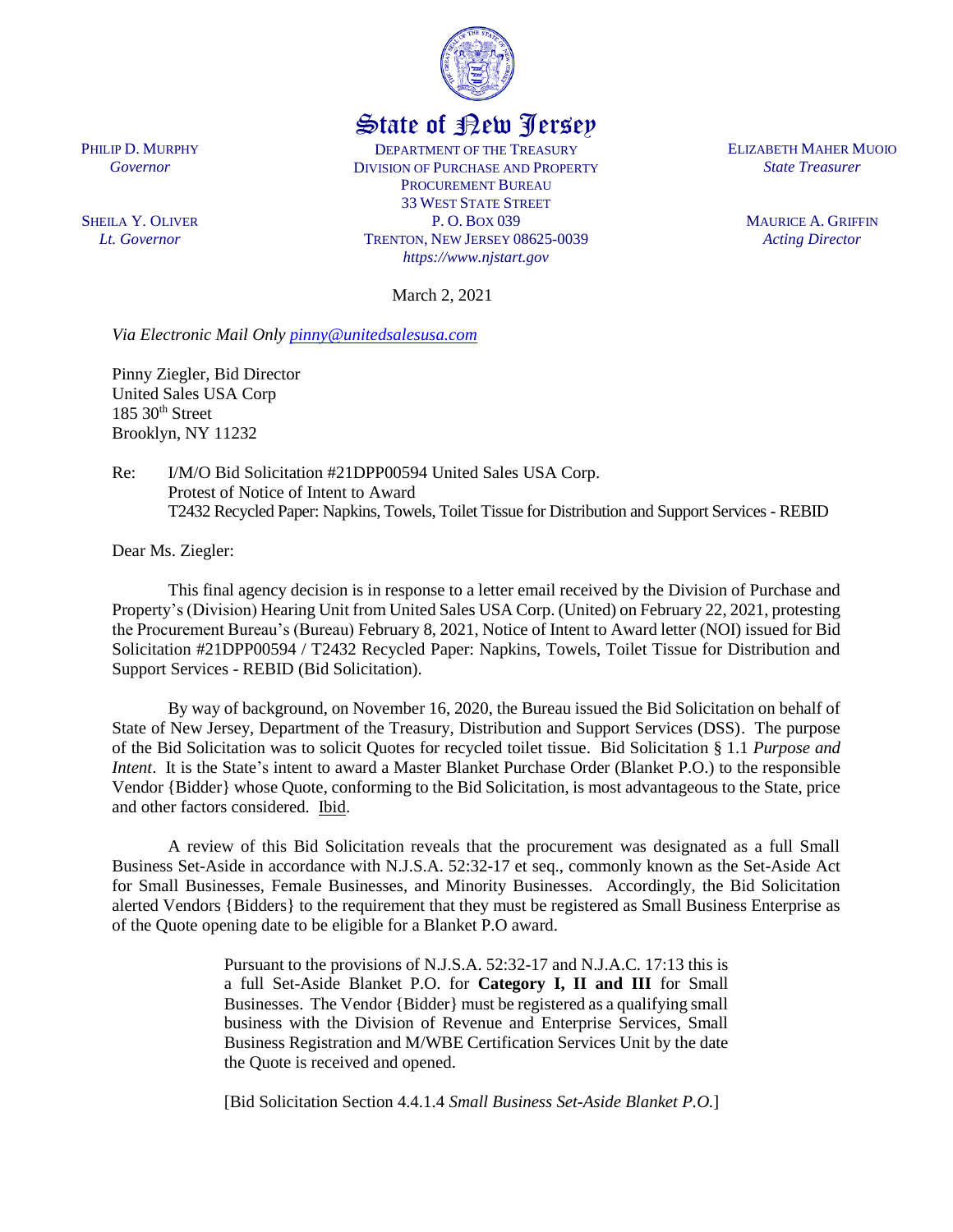# State of New Jersey

PHILIP D. MURPHY
*Governor*

SHEILA Y. OLIVER
*Lt. Governor*

DEPARTMENT OF THE TREASURY
DIVISION OF PURCHASE AND PROPERTY
PROCUREMENT BUREAU
33 WEST STATE STREET
P. O. BOX 039
TRENTON, NEW JERSEY 08625-0039
*https://www.njstart.gov*

ELIZABETH MAHER MUOIO
*State Treasurer*

MAURICE A. GRIFFIN
*Acting Director*

March 2, 2021

*Via Electronic Mail Only pinny@unitedsalesusa.com*

Pinny Ziegler, Bid Director
United Sales USA Corp
185 30th Street
Brooklyn, NY 11232

Re: I/M/O Bid Solicitation #21DPP00594 United Sales USA Corp.
Protest of Notice of Intent to Award
T2432 Recycled Paper: Napkins, Towels, Toilet Tissue for Distribution and Support Services - REBID

Dear Ms. Ziegler:

This final agency decision is in response to a letter email received by the Division of Purchase and Property's (Division) Hearing Unit from United Sales USA Corp. (United) on February 22, 2021, protesting the Procurement Bureau's (Bureau) February 8, 2021, Notice of Intent to Award letter (NOI) issued for Bid Solicitation #21DPP00594 / T2432 Recycled Paper: Napkins, Towels, Toilet Tissue for Distribution and Support Services - REBID (Bid Solicitation).

By way of background, on November 16, 2020, the Bureau issued the Bid Solicitation on behalf of State of New Jersey, Department of the Treasury, Distribution and Support Services (DSS). The purpose of the Bid Solicitation was to solicit Quotes for recycled toilet tissue. Bid Solicitation § 1.1 *Purpose and Intent*. It is the State's intent to award a Master Blanket Purchase Order (Blanket P.O.) to the responsible Vendor {Bidder} whose Quote, conforming to the Bid Solicitation, is most advantageous to the State, price and other factors considered. Ibid.

A review of this Bid Solicitation reveals that the procurement was designated as a full Small Business Set-Aside in accordance with N.J.S.A. 52:32-17 et seq., commonly known as the Set-Aside Act for Small Businesses, Female Businesses, and Minority Businesses. Accordingly, the Bid Solicitation alerted Vendors {Bidders} to the requirement that they must be registered as Small Business Enterprise as of the Quote opening date to be eligible for a Blanket P.O award.

> Pursuant to the provisions of N.J.S.A. 52:32-17 and N.J.A.C. 17:13 this is a full Set-Aside Blanket P.O. for **Category I, II and III** for Small Businesses. The Vendor {Bidder} must be registered as a qualifying small business with the Division of Revenue and Enterprise Services, Small Business Registration and M/WBE Certification Services Unit by the date the Quote is received and opened.
>
> [Bid Solicitation Section 4.4.1.4 *Small Business Set-Aside Blanket P.O.*]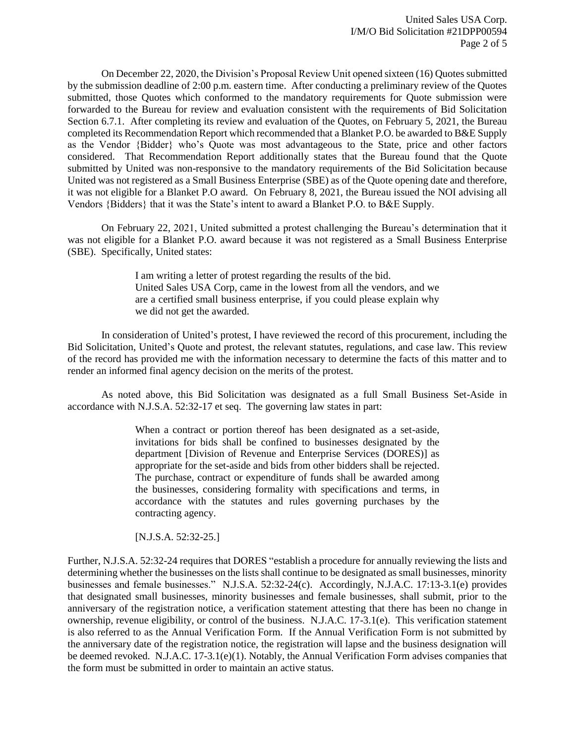On December 22, 2020, the Division's Proposal Review Unit opened sixteen (16) Quotes submitted by the submission deadline of 2:00 p.m. eastern time. After conducting a preliminary review of the Quotes submitted, those Quotes which conformed to the mandatory requirements for Quote submission were forwarded to the Bureau for review and evaluation consistent with the requirements of Bid Solicitation Section 6.7.1. After completing its review and evaluation of the Quotes, on February 5, 2021, the Bureau completed its Recommendation Report which recommended that a Blanket P.O. be awarded to B&E Supply as the Vendor {Bidder} who's Quote was most advantageous to the State, price and other factors considered. That Recommendation Report additionally states that the Bureau found that the Quote submitted by United was non-responsive to the mandatory requirements of the Bid Solicitation because United was not registered as a Small Business Enterprise (SBE) as of the Quote opening date and therefore, it was not eligible for a Blanket P.O award. On February 8, 2021, the Bureau issued the NOI advising all Vendors {Bidders} that it was the State's intent to award a Blanket P.O. to B&E Supply.

On February 22, 2021, United submitted a protest challenging the Bureau's determination that it was not eligible for a Blanket P.O. award because it was not registered as a Small Business Enterprise (SBE). Specifically, United states:

> I am writing a letter of protest regarding the results of the bid. United Sales USA Corp, came in the lowest from all the vendors, and we are a certified small business enterprise, if you could please explain why we did not get the awarded.

In consideration of United's protest, I have reviewed the record of this procurement, including the Bid Solicitation, United's Quote and protest, the relevant statutes, regulations, and case law. This review of the record has provided me with the information necessary to determine the facts of this matter and to render an informed final agency decision on the merits of the protest.

As noted above, this Bid Solicitation was designated as a full Small Business Set-Aside in accordance with N.J.S.A. 52:32-17 et seq. The governing law states in part:

> When a contract or portion thereof has been designated as a set-aside, invitations for bids shall be confined to businesses designated by the department [Division of Revenue and Enterprise Services (DORES)] as appropriate for the set-aside and bids from other bidders shall be rejected. The purchase, contract or expenditure of funds shall be awarded among the businesses, considering formality with specifications and terms, in accordance with the statutes and rules governing purchases by the contracting agency.
>
> [N.J.S.A. 52:32-25.]

Further, N.J.S.A. 52:32-24 requires that DORES "establish a procedure for annually reviewing the lists and determining whether the businesses on the lists shall continue to be designated as small businesses, minority businesses and female businesses." N.J.S.A. 52:32-24(c). Accordingly, N.J.A.C. 17:13-3.1(e) provides that designated small businesses, minority businesses and female businesses, shall submit, prior to the anniversary of the registration notice, a verification statement attesting that there has been no change in ownership, revenue eligibility, or control of the business. N.J.A.C. 17-3.1(e). This verification statement is also referred to as the Annual Verification Form. If the Annual Verification Form is not submitted by the anniversary date of the registration notice, the registration will lapse and the business designation will be deemed revoked. N.J.A.C. 17-3.1(e)(1). Notably, the Annual Verification Form advises companies that the form must be submitted in order to maintain an active status.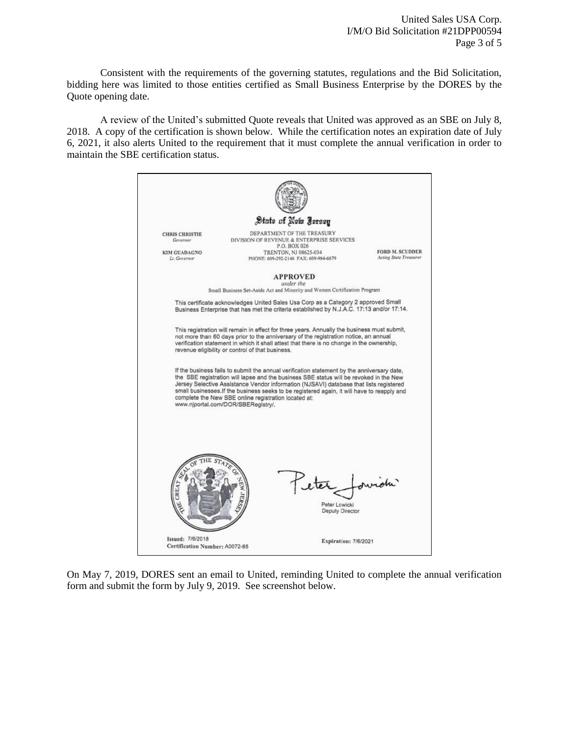Consistent with the requirements of the governing statutes, regulations and the Bid Solicitation, bidding here was limited to those entities certified as Small Business Enterprise by the DORES by the Quote opening date.

A review of the United's submitted Quote reveals that United was approved as an SBE on July 8, 2018. A copy of the certification is shown below. While the certification notes an expiration date of July 6, 2021, it also alerts United to the requirement that it must complete the annual verification in order to maintain the SBE certification status.

State of New Jersey

CHRIS CHRISTIE
Governor

KIM GUADAGNO
Lt. Governor

DEPARTMENT OF THE TREASURY
DIVISION OF REVENUE & ENTERPRISE SERVICES
P.O. BOX 026
TRENTON, NJ 08625-034
PHONE: 609-292-2146 FAX: 609-984-6679

FORD M. SCUDDER
Acting State Treasurer

**APPROVED**
*under the*
Small Business Set-Aside Act and Minority and Women Certification Program

This certificate acknowledges United Sales Usa Corp as a Category 2 approved Small Business Enterprise that has met the criteria established by N.J.A.C. 17:13 and/or 17:14.

This registration will remain in effect for three years. Annually the business must submit, not more than 60 days prior to the anniversary of the registration notice, an annual verification statement in which it shall attest that there is no change in the ownership, revenue eligibility or control of that business.

If the business fails to submit the annual verification statement by the anniversary date, the SBE registration will lapse and the business SBE status will be revoked in the New Jersey Selective Assistance Vendor information (NJSAVI) database that lists registered small businesses.If the business seeks to be registered again, it will have to reapply and complete the New SBE online registration located at:
www.njportal.com/DOR/SBERegistry/.

Peter Lowicki
Deputy Director

Issued: 7/6/2018
Certification Number: A0072-85

Expiration: 7/6/2021

On May 7, 2019, DORES sent an email to United, reminding United to complete the annual verification form and submit the form by July 9, 2019. See screenshot below.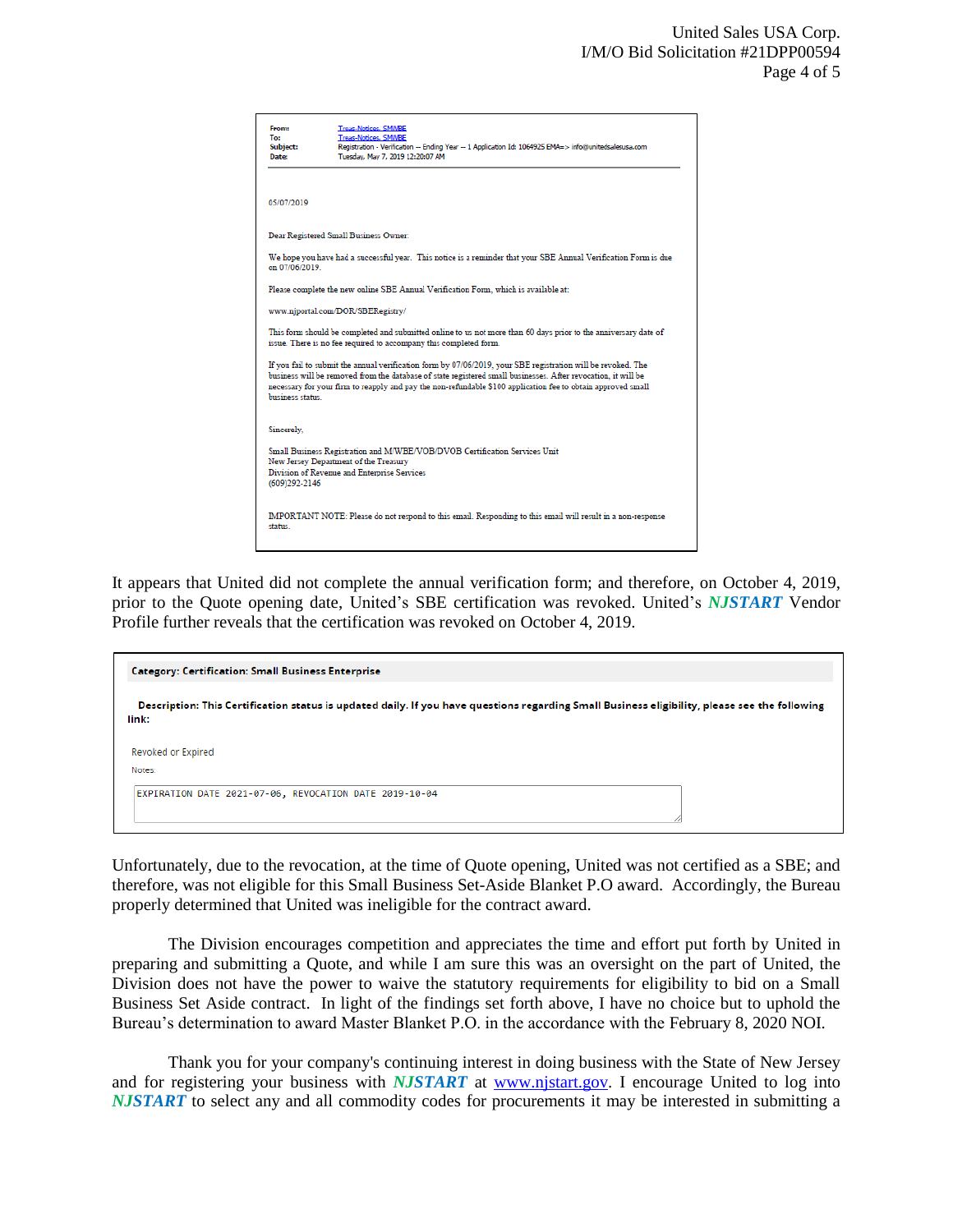From: Treas-Notices SMWBE
To: Treas-Notices SMWBE
Subject: Registration - Verification -- Ending Year -- 1 Application Id: 1064925 EMA=> info@unitedsalesusa.com
Date: Tuesday, May 7, 2019 12:20:07 AM

05/07/2019

Dear Registered Small Business Owner:

We hope you have had a successful year. This notice is a reminder that your SBE Annual Verification Form is due on 07/06/2019.

Please complete the new online SBE Annual Verification Form, which is available at:

www.njportal.com/DOR/SBERegistry/

This form should be completed and submitted online to us not more than 60 days prior to the anniversary date of issue. There is no fee required to accompany this completed form.

If you fail to submit the annual verification form by 07/06/2019, your SBE registration will be revoked. The business will be removed from the database of state registered small businesses. After revocation, it will be necessary for your firm to reapply and pay the non-refundable $100 application fee to obtain approved small business status.

Sincerely,

Small Business Registration and M/WBE/VOB/DVOB Certification Services Unit
New Jersey Department of the Treasury
Division of Revenue and Enterprise Services
(609)292-2146

IMPORTANT NOTE: Please do not respond to this email. Responding to this email will result in a non-response status.

It appears that United did not complete the annual verification form; and therefore, on October 4, 2019, prior to the Quote opening date, United's SBE certification was revoked. United's ***NJSTART*** Vendor Profile further reveals that the certification was revoked on October 4, 2019.

**Category: Certification: Small Business Enterprise**

**Description: This Certification status is updated daily. If you have questions regarding Small Business eligibility, please see the following link:**

Revoked or Expired

Notes:

```
EXPIRATION DATE 2021-07-06, REVOCATION DATE 2019-10-04
```

Unfortunately, due to the revocation, at the time of Quote opening, United was not certified as a SBE; and therefore, was not eligible for this Small Business Set-Aside Blanket P.O award. Accordingly, the Bureau properly determined that United was ineligible for the contract award.

The Division encourages competition and appreciates the time and effort put forth by United in preparing and submitting a Quote, and while I am sure this was an oversight on the part of United, the Division does not have the power to waive the statutory requirements for eligibility to bid on a Small Business Set Aside contract. In light of the findings set forth above, I have no choice but to uphold the Bureau's determination to award Master Blanket P.O. in the accordance with the February 8, 2020 NOI.

Thank you for your company's continuing interest in doing business with the State of New Jersey and for registering your business with ***NJSTART*** at www.njstart.gov. I encourage United to log into ***NJSTART*** to select any and all commodity codes for procurements it may be interested in submitting a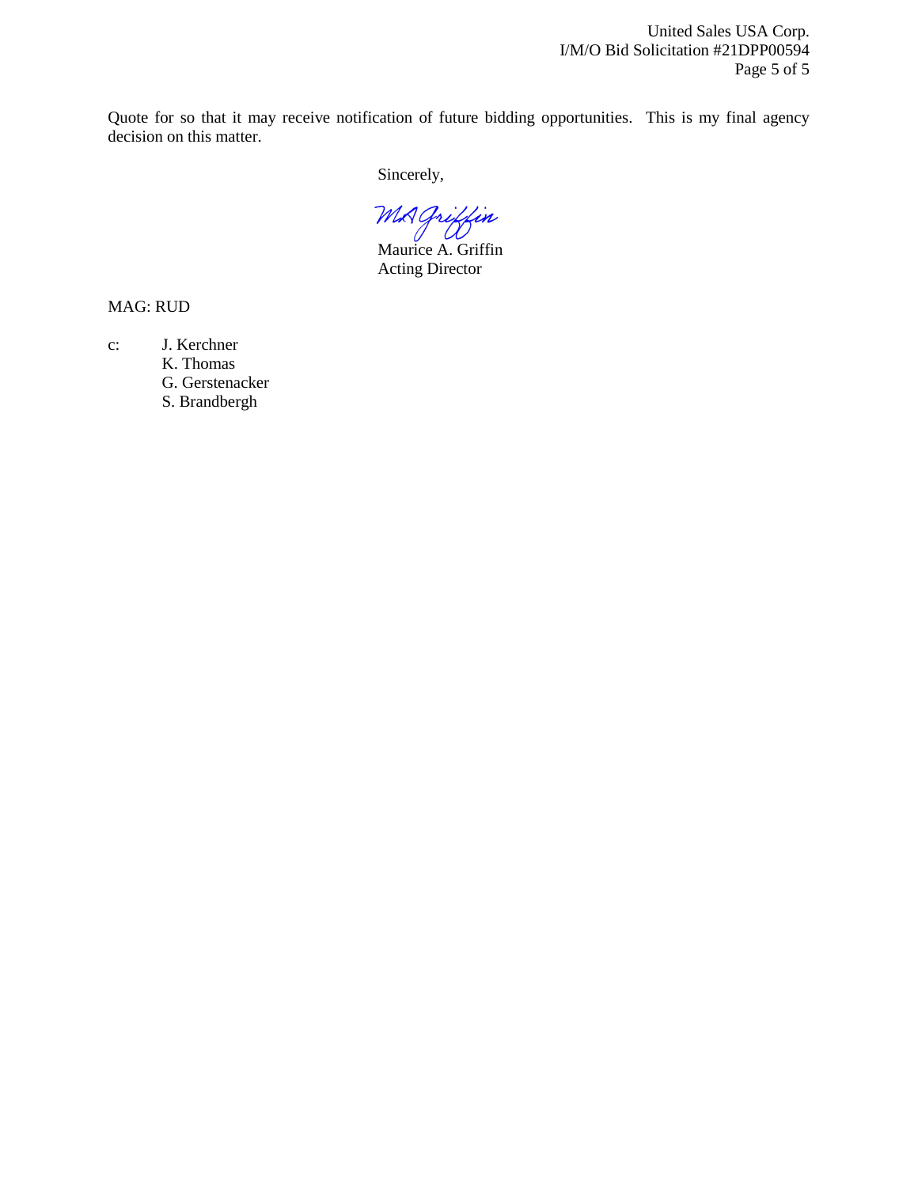Quote for so that it may receive notification of future bidding opportunities. This is my final agency decision on this matter.

Sincerely,

Maurice A. Griffin
Acting Director

MAG: RUD

c: J. Kerchner
K. Thomas
G. Gerstenacker
S. Brandbergh